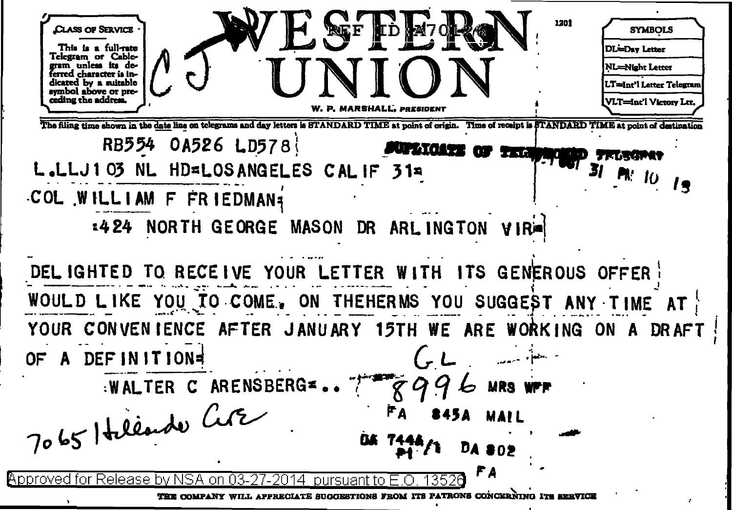# WESTERN UNION

W. P. MARSHALL, PRESIDENT

REF ID:A70126

CJ

1201

| CLASS OF SERVICE |
| --- |
| This is a full-rate Telegram or Cablegram unless its deferred character is indicated by a suitable symbol above or preceding the address. |

| SYMBOLS |
| --- |
| DL=Day Letter |
| NL=Night Letter |
| LT=Int'l Letter Telegram |
| VLT=Int'l Victory Ltr. |

The filing time shown in the date line on telegrams and day letters is STANDARD TIME at point of origin. Time of receipt is STANDARD TIME at point of destination

RB554 OA526 LD578

DUPLICATE OF TELEPHONED TELEGRAM

L.LLJ103 NL HD=LOSANGELES CALIF 31=

31 PM 10 19

COL WILLIAM F FRIEDMAN=

=424 NORTH GEORGE MASON DR ARLINGTON VIR=

DELIGHTED TO RECEIVE YOUR LETTER WITH ITS GENEROUS OFFER WOULD LIKE YOU TO COME. ON THEHERMS YOU SUGGEST ANY TIME AT YOUR CONVENIENCE AFTER JANUARY 15TH WE ARE WORKING ON A DRAFT OF A DEFINITION=

GL

=WALTER C ARENSBERG=..

8996 MRS WFF

7065 Hillside Ave

FA 845A MAIL

DA 744A/1 DA 802

FA

Approved for Release by NSA on 03-27-2014 pursuant to E.O. 13526

THE COMPANY WILL APPRECIATE SUGGESTIONS FROM ITS PATRONS CONCERNING ITS SERVICE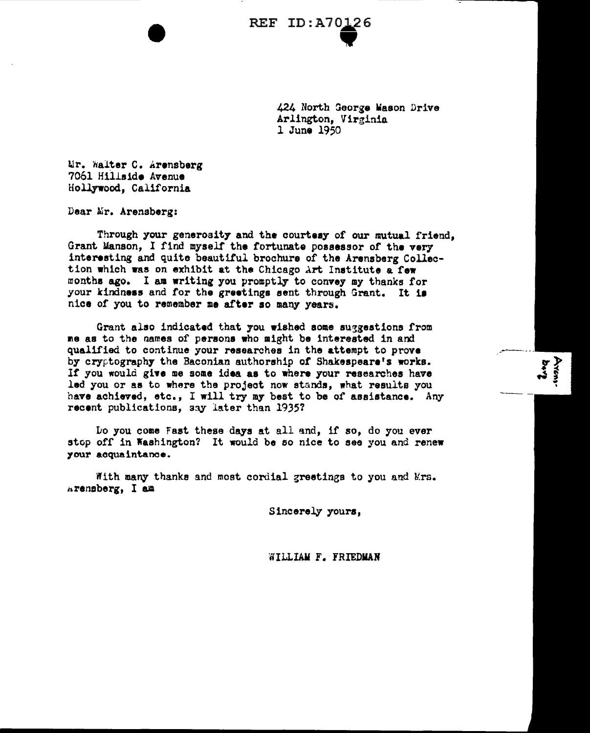REF ID:A70126

424 North George Mason Drive
Arlington, Virginia
1 June 1950

Mr. Walter C. Arensberg
7061 Hillside Avenue
Hollywood, California

Dear Mr. Arensberg:

Through your generosity and the courtesy of our mutual friend, Grant Manson, I find myself the fortunate possessor of the very interesting and quite beautiful brochure of the Arensberg Collection which was on exhibit at the Chicago Art Institute a few months ago. I am writing you promptly to convey my thanks for your kindness and for the greetings sent through Grant. It is nice of you to remember me after so many years.

Grant also indicated that you wished some suggestions from me as to the names of persons who might be interested in and qualified to continue your researches in the attempt to prove by cryptography the Baconian authorship of Shakespeare's works. If you would give me some idea as to where your researches have led you or as to where the project now stands, what results you have achieved, etc., I will try my best to be of assistance. Any recent publications, say later than 1935?

Do you come East these days at all and, if so, do you ever stop off in Washington? It would be so nice to see you and renew your acquaintance.

With many thanks and most cordial greetings to you and Mrs. Arensberg, I am

Sincerely yours,

WILLIAM F. FRIEDMAN